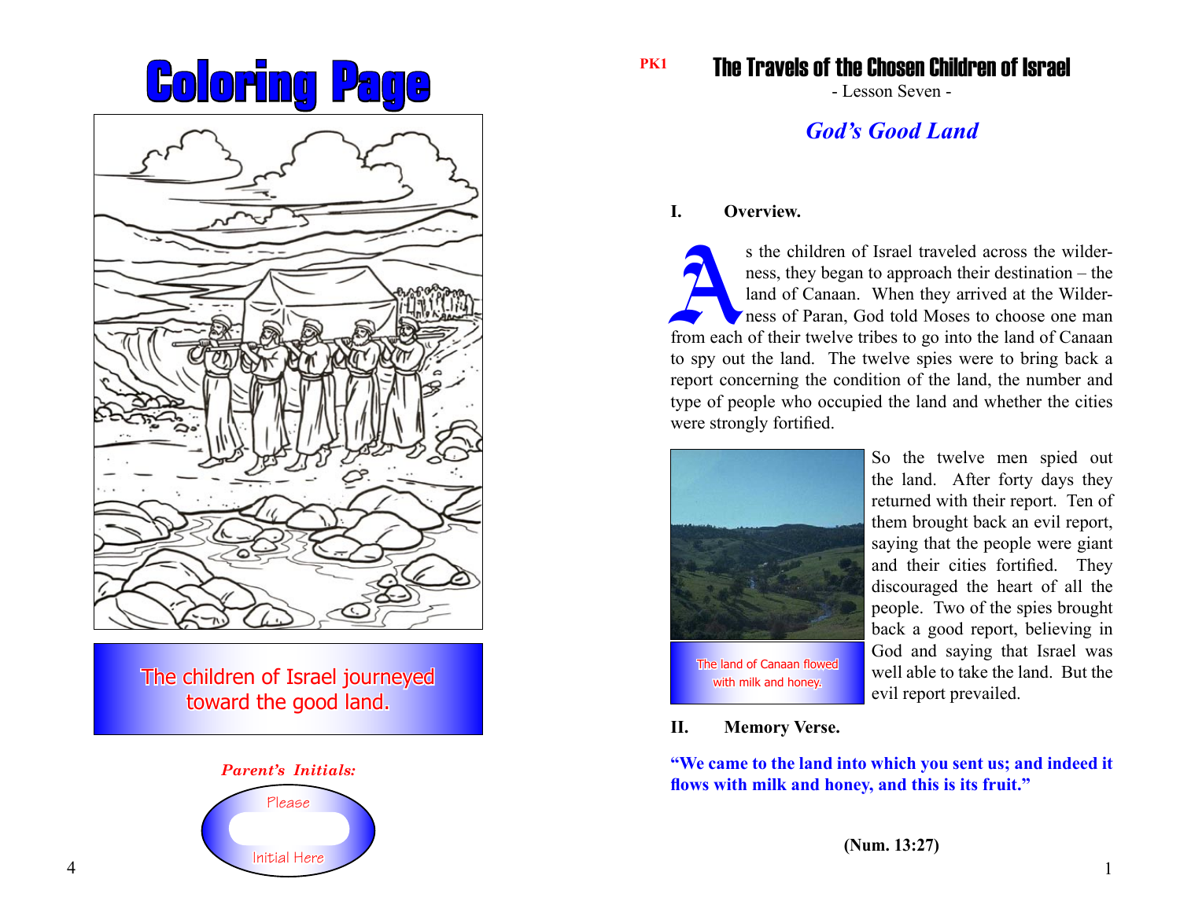# Coloring Page

The children of Israel journeyed toward the good land.

*Parent's Initials:*

Please

Initial Here

PK1

## The Travels of the Chosen Children of Israel

- Lesson Seven -

## *God's Good Land*

**I. Overview.**

As the children of Israel traveled across the wilderness, they began to approach their destination – the land of Canaan. When they arrived at the Wilderness of Paran, God told Moses to choose one man from each of their twelve tribes to go into the land of Canaan to spy out the land. The twelve spies were to bring back a report concerning the condition of the land, the number and type of people who occupied the land and whether the cities were strongly fortified.

The land of Canaan flowed with milk and honey.

So the twelve men spied out the land. After forty days they returned with their report. Ten of them brought back an evil report, saying that the people were giant and their cities fortified. They discouraged the heart of all the people. Two of the spies brought back a good report, believing in God and saying that Israel was well able to take the land. But the evil report prevailed.

**II. Memory Verse.**

**"We came to the land into which you sent us; and indeed it flows with milk and honey, and this is its fruit."**

**(Num. 13:27)**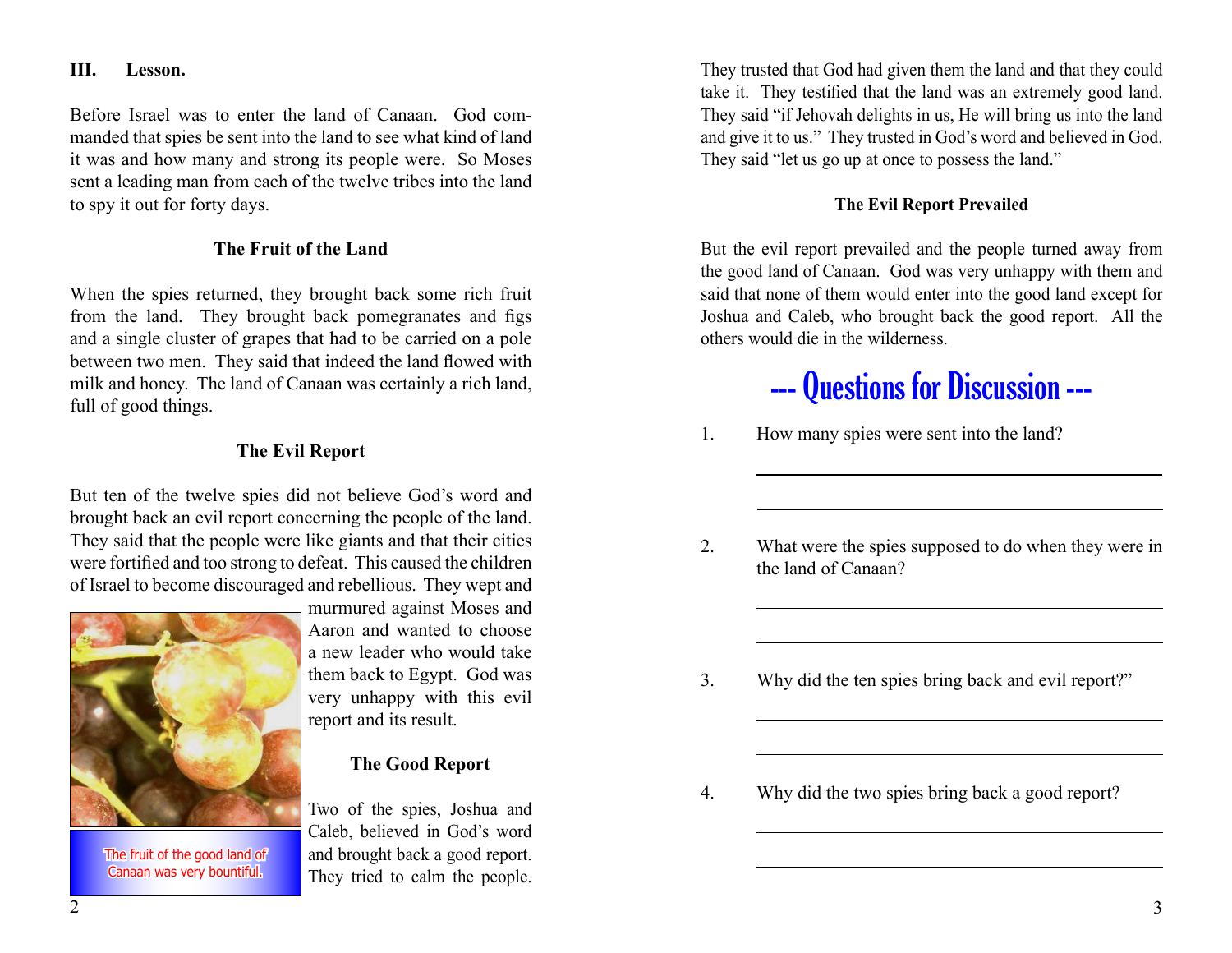## III. Lesson.

Before Israel was to enter the land of Canaan. God commanded that spies be sent into the land to see what kind of land it was and how many and strong its people were. So Moses sent a leading man from each of the twelve tribes into the land to spy it out for forty days.

### The Fruit of the Land

When the spies returned, they brought back some rich fruit from the land. They brought back pomegranates and figs and a single cluster of grapes that had to be carried on a pole between two men. They said that indeed the land flowed with milk and honey. The land of Canaan was certainly a rich land, full of good things.

### The Evil Report

But ten of the twelve spies did not believe God's word and brought back an evil report concerning the people of the land. They said that the people were like giants and that their cities were fortified and too strong to defeat. This caused the children of Israel to become discouraged and rebellious. They wept and murmured against Moses and Aaron and wanted to choose a new leader who would take them back to Egypt. God was very unhappy with this evil report and its result.

The fruit of the good land of Canaan was very bountiful.

### The Good Report

Two of the spies, Joshua and Caleb, believed in God's word and brought back a good report. They tried to calm the people. They trusted that God had given them the land and that they could take it. They testified that the land was an extremely good land. They said "if Jehovah delights in us, He will bring us into the land and give it to us." They trusted in God's word and believed in God. They said "let us go up at once to possess the land."

### The Evil Report Prevailed

But the evil report prevailed and the people turned away from the good land of Canaan. God was very unhappy with them and said that none of them would enter into the good land except for Joshua and Caleb, who brought back the good report. All the others would die in the wilderness.

## --- Questions for Discussion ---

1. How many spies were sent into the land?

   ______________________________________

   ______________________________________

2. What were the spies supposed to do when they were in the land of Canaan?

   ______________________________________

   ______________________________________

3. Why did the ten spies bring back and evil report?"

   ______________________________________

   ______________________________________

4. Why did the two spies bring back a good report?

   ______________________________________

   ______________________________________